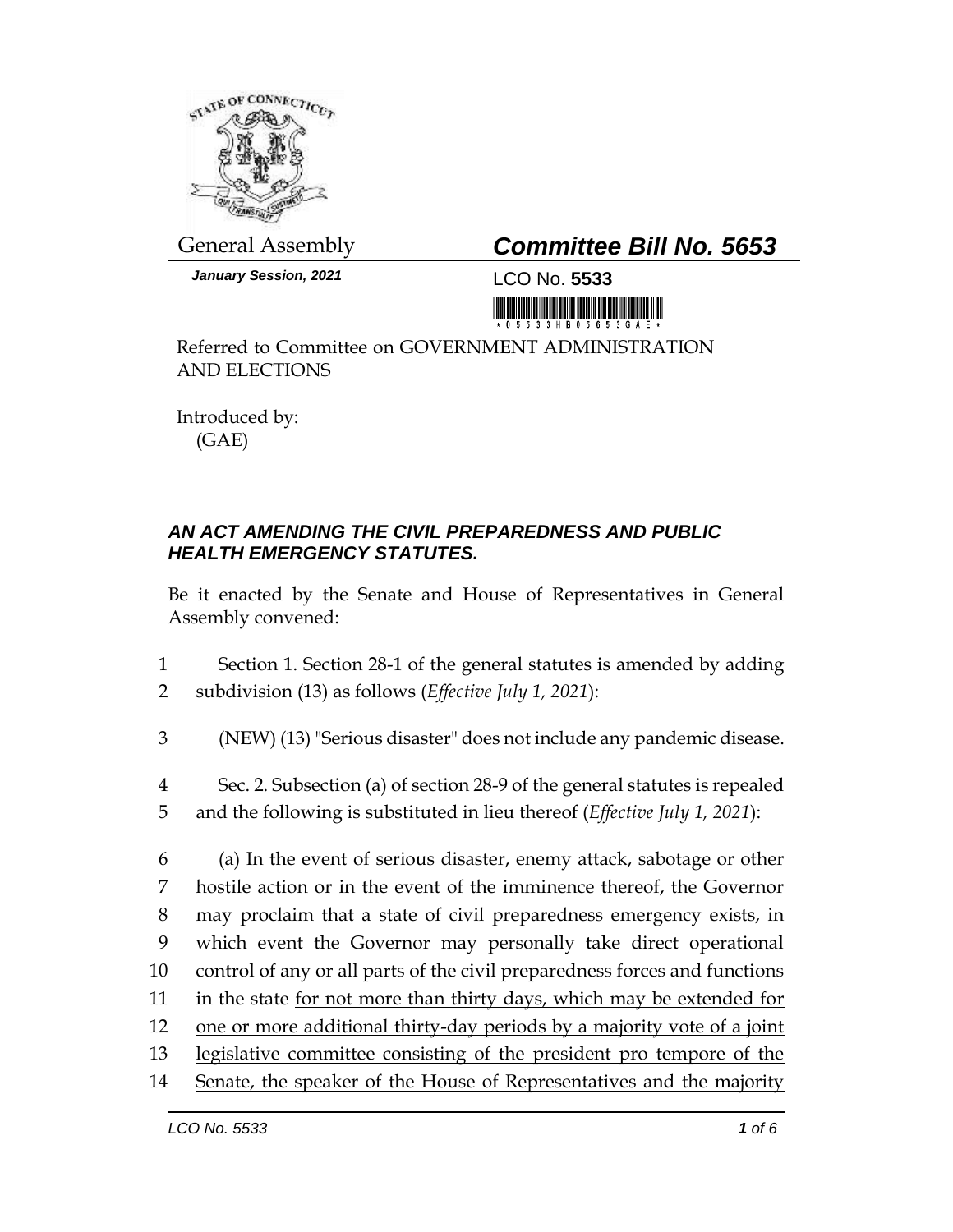General Assembly

***January Session, 2021***

## ***Committee Bill No. 5653***

LCO No. **5533**

Referred to Committee on GOVERNMENT ADMINISTRATION AND ELECTIONS

Introduced by:
(GAE)

### ***AN ACT AMENDING THE CIVIL PREPAREDNESS AND PUBLIC HEALTH EMERGENCY STATUTES.***

Be it enacted by the Senate and House of Representatives in General Assembly convened:

1 Section 1. Section 28-1 of the general statutes is amended by adding
2 subdivision (13) as follows (*Effective July 1, 2021*):

3 (NEW) (13) "Serious disaster" does not include any pandemic disease.

4 Sec. 2. Subsection (a) of section 28-9 of the general statutes is repealed
5 and the following is substituted in lieu thereof (*Effective July 1, 2021*):

6 (a) In the event of serious disaster, enemy attack, sabotage or other
7 hostile action or in the event of the imminence thereof, the Governor
8 may proclaim that a state of civil preparedness emergency exists, in
9 which event the Governor may personally take direct operational
10 control of any or all parts of the civil preparedness forces and functions
11 in the state <u>for not more than thirty days, which may be extended for</u>
12 <u>one or more additional thirty-day periods by a majority vote of a joint</u>
13 <u>legislative committee consisting of the president pro tempore of the</u>
14 <u>Senate, the speaker of the House of Representatives and the majority</u>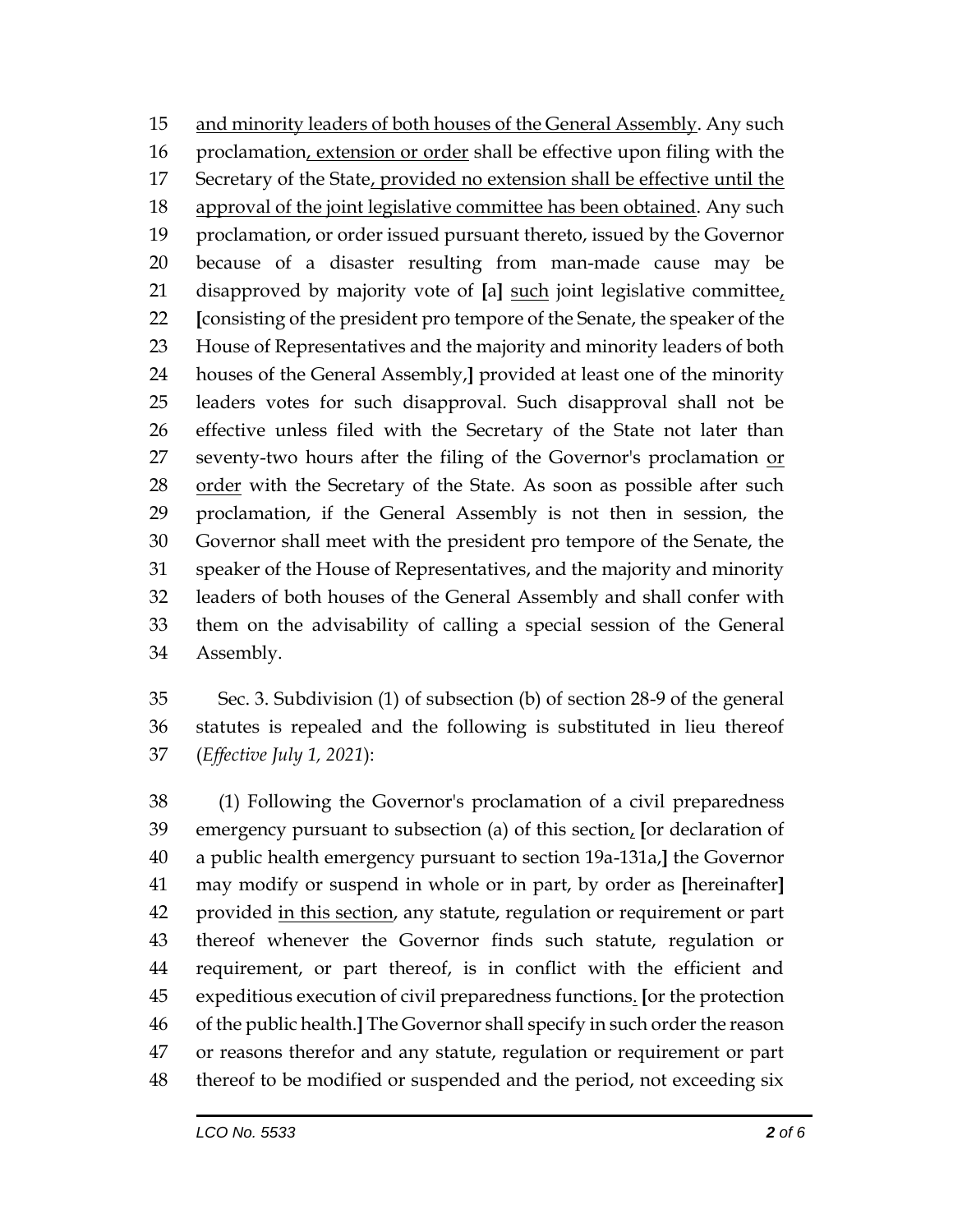15 <u>and minority leaders of both houses of the General Assembly</u>. Any such
16 proclamation<u>, extension or order</u> shall be effective upon filing with the
17 Secretary of the State<u>, provided no extension shall be effective until the</u>
18 <u>approval of the joint legislative committee has been obtained</u>. Any such
19 proclamation, or order issued pursuant thereto, issued by the Governor
20 because of a disaster resulting from man-made cause may be
21 disapproved by majority vote of **[**a**]** <u>such</u> joint legislative committee<u>,</u>
22 **[**consisting of the president pro tempore of the Senate, the speaker of the
23 House of Representatives and the majority and minority leaders of both
24 houses of the General Assembly,**]** provided at least one of the minority
25 leaders votes for such disapproval. Such disapproval shall not be
26 effective unless filed with the Secretary of the State not later than
27 seventy-two hours after the filing of the Governor's proclamation <u>or</u>
28 <u>order</u> with the Secretary of the State. As soon as possible after such
29 proclamation, if the General Assembly is not then in session, the
30 Governor shall meet with the president pro tempore of the Senate, the
31 speaker of the House of Representatives, and the majority and minority
32 leaders of both houses of the General Assembly and shall confer with
33 them on the advisability of calling a special session of the General
34 Assembly.

35 Sec. 3. Subdivision (1) of subsection (b) of section 28-9 of the general
36 statutes is repealed and the following is substituted in lieu thereof
37 (*Effective July 1, 2021*):

38 (1) Following the Governor's proclamation of a civil preparedness
39 emergency pursuant to subsection (a) of this section<u>,</u> **[**or declaration of
40 a public health emergency pursuant to section 19a-131a,**]** the Governor
41 may modify or suspend in whole or in part, by order as **[**hereinafter**]**
42 provided <u>in this section</u>, any statute, regulation or requirement or part
43 thereof whenever the Governor finds such statute, regulation or
44 requirement, or part thereof, is in conflict with the efficient and
45 expeditious execution of civil preparedness functions<u>.</u> **[**or the protection
46 of the public health.**]** The Governor shall specify in such order the reason
47 or reasons therefor and any statute, regulation or requirement or part
48 thereof to be modified or suspended and the period, not exceeding six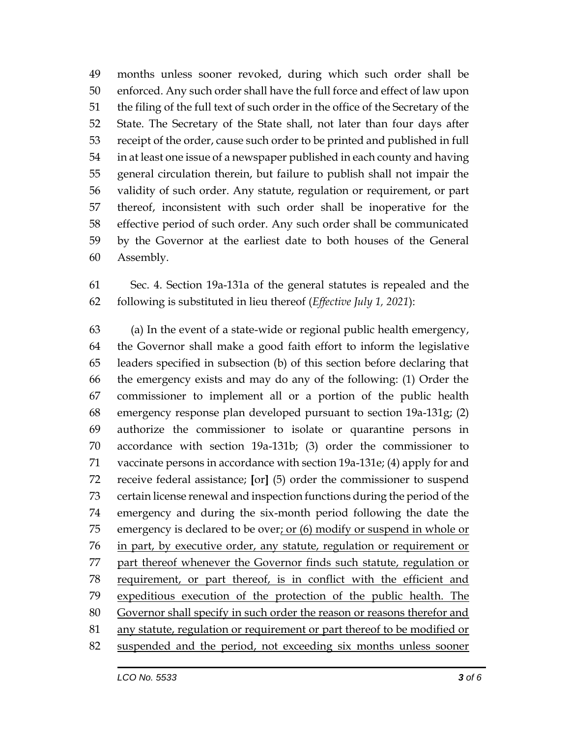49 months unless sooner revoked, during which such order shall be
50 enforced. Any such order shall have the full force and effect of law upon
51 the filing of the full text of such order in the office of the Secretary of the
52 State. The Secretary of the State shall, not later than four days after
53 receipt of the order, cause such order to be printed and published in full
54 in at least one issue of a newspaper published in each county and having
55 general circulation therein, but failure to publish shall not impair the
56 validity of such order. Any statute, regulation or requirement, or part
57 thereof, inconsistent with such order shall be inoperative for the
58 effective period of such order. Any such order shall be communicated
59 by the Governor at the earliest date to both houses of the General
60 Assembly.

61 Sec. 4. Section 19a-131a of the general statutes is repealed and the
62 following is substituted in lieu thereof (*Effective July 1, 2021*):

63 (a) In the event of a state-wide or regional public health emergency,
64 the Governor shall make a good faith effort to inform the legislative
65 leaders specified in subsection (b) of this section before declaring that
66 the emergency exists and may do any of the following: (1) Order the
67 commissioner to implement all or a portion of the public health
68 emergency response plan developed pursuant to section 19a-131g; (2)
69 authorize the commissioner to isolate or quarantine persons in
70 accordance with section 19a-131b; (3) order the commissioner to
71 vaccinate persons in accordance with section 19a-131e; (4) apply for and
72 receive federal assistance; **[**or**]** (5) order the commissioner to suspend
73 certain license renewal and inspection functions during the period of the
74 emergency and during the six-month period following the date the
75 emergency is declared to be over<u>; or (6) modify or suspend in whole or</u>
76 <u>in part, by executive order, any statute, regulation or requirement or</u>
77 <u>part thereof whenever the Governor finds such statute, regulation or</u>
78 <u>requirement, or part thereof, is in conflict with the efficient and</u>
79 <u>expeditious execution of the protection of the public health. The</u>
80 <u>Governor shall specify in such order the reason or reasons therefor and</u>
81 <u>any statute, regulation or requirement or part thereof to be modified or</u>
82 <u>suspended and the period, not exceeding six months unless sooner</u>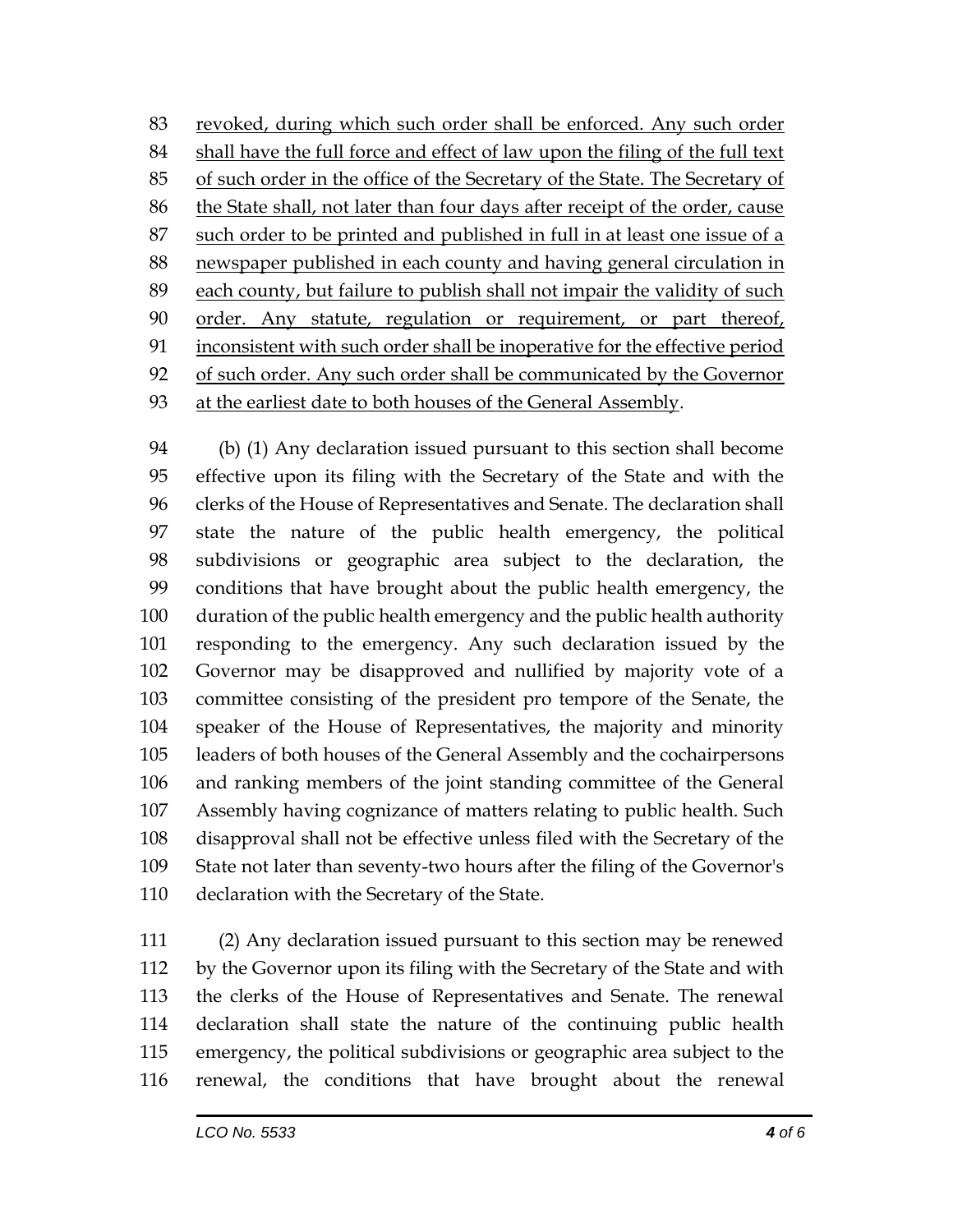revoked, during which such order shall be enforced. Any such order shall have the full force and effect of law upon the filing of the full text of such order in the office of the Secretary of the State. The Secretary of the State shall, not later than four days after receipt of the order, cause such order to be printed and published in full in at least one issue of a newspaper published in each county and having general circulation in each county, but failure to publish shall not impair the validity of such order. Any statute, regulation or requirement, or part thereof, inconsistent with such order shall be inoperative for the effective period of such order. Any such order shall be communicated by the Governor at the earliest date to both houses of the General Assembly.

(b) (1) Any declaration issued pursuant to this section shall become effective upon its filing with the Secretary of the State and with the clerks of the House of Representatives and Senate. The declaration shall state the nature of the public health emergency, the political subdivisions or geographic area subject to the declaration, the conditions that have brought about the public health emergency, the duration of the public health emergency and the public health authority responding to the emergency. Any such declaration issued by the Governor may be disapproved and nullified by majority vote of a committee consisting of the president pro tempore of the Senate, the speaker of the House of Representatives, the majority and minority leaders of both houses of the General Assembly and the cochairpersons and ranking members of the joint standing committee of the General Assembly having cognizance of matters relating to public health. Such disapproval shall not be effective unless filed with the Secretary of the State not later than seventy-two hours after the filing of the Governor's declaration with the Secretary of the State.

(2) Any declaration issued pursuant to this section may be renewed by the Governor upon its filing with the Secretary of the State and with the clerks of the House of Representatives and Senate. The renewal declaration shall state the nature of the continuing public health emergency, the political subdivisions or geographic area subject to the renewal, the conditions that have brought about the renewal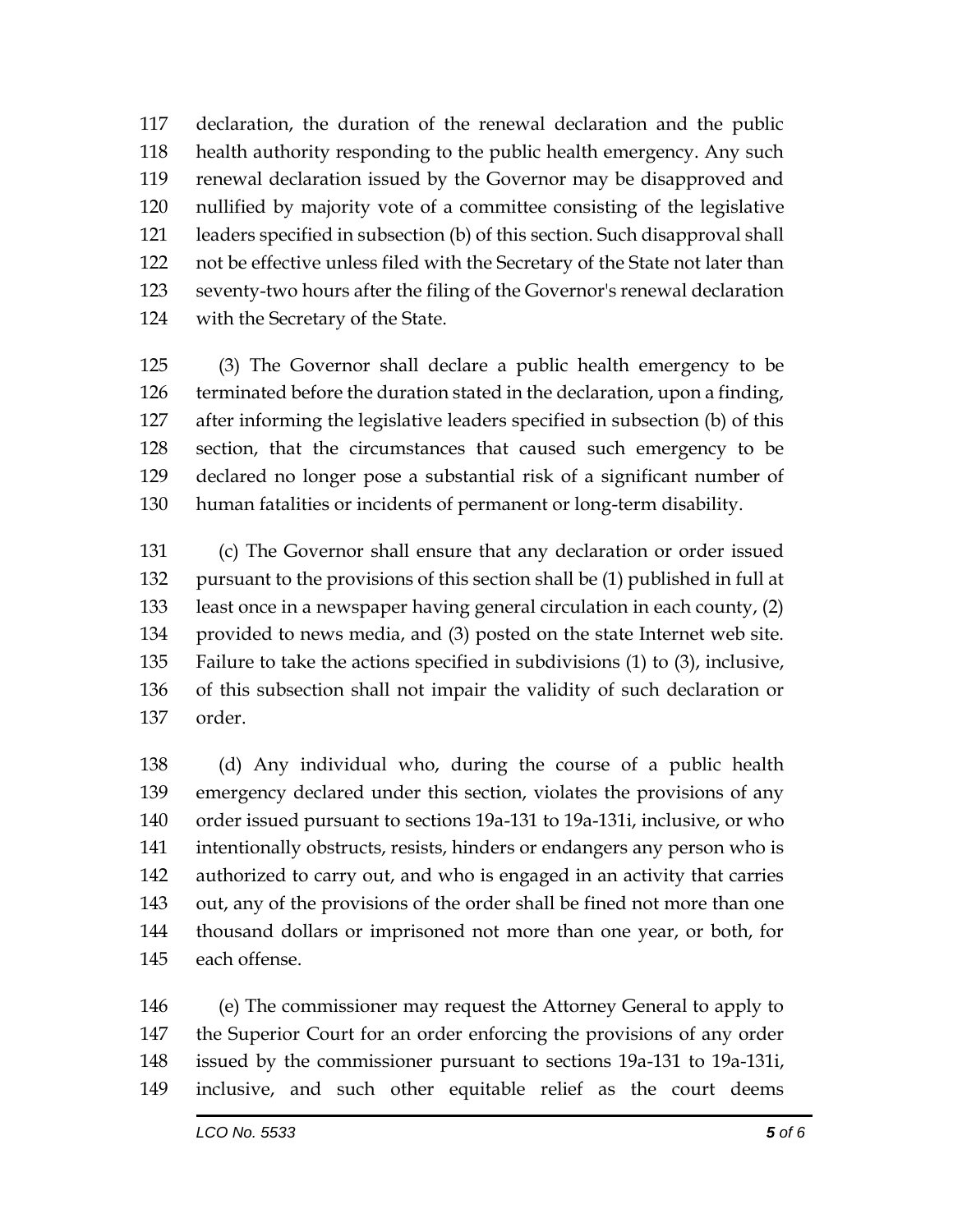declaration, the duration of the renewal declaration and the public health authority responding to the public health emergency. Any such renewal declaration issued by the Governor may be disapproved and nullified by majority vote of a committee consisting of the legislative leaders specified in subsection (b) of this section. Such disapproval shall not be effective unless filed with the Secretary of the State not later than seventy-two hours after the filing of the Governor's renewal declaration with the Secretary of the State.

(3) The Governor shall declare a public health emergency to be terminated before the duration stated in the declaration, upon a finding, after informing the legislative leaders specified in subsection (b) of this section, that the circumstances that caused such emergency to be declared no longer pose a substantial risk of a significant number of human fatalities or incidents of permanent or long-term disability.

(c) The Governor shall ensure that any declaration or order issued pursuant to the provisions of this section shall be (1) published in full at least once in a newspaper having general circulation in each county, (2) provided to news media, and (3) posted on the state Internet web site. Failure to take the actions specified in subdivisions (1) to (3), inclusive, of this subsection shall not impair the validity of such declaration or order.

(d) Any individual who, during the course of a public health emergency declared under this section, violates the provisions of any order issued pursuant to sections 19a-131 to 19a-131i, inclusive, or who intentionally obstructs, resists, hinders or endangers any person who is authorized to carry out, and who is engaged in an activity that carries out, any of the provisions of the order shall be fined not more than one thousand dollars or imprisoned not more than one year, or both, for each offense.

(e) The commissioner may request the Attorney General to apply to the Superior Court for an order enforcing the provisions of any order issued by the commissioner pursuant to sections 19a-131 to 19a-131i, inclusive, and such other equitable relief as the court deems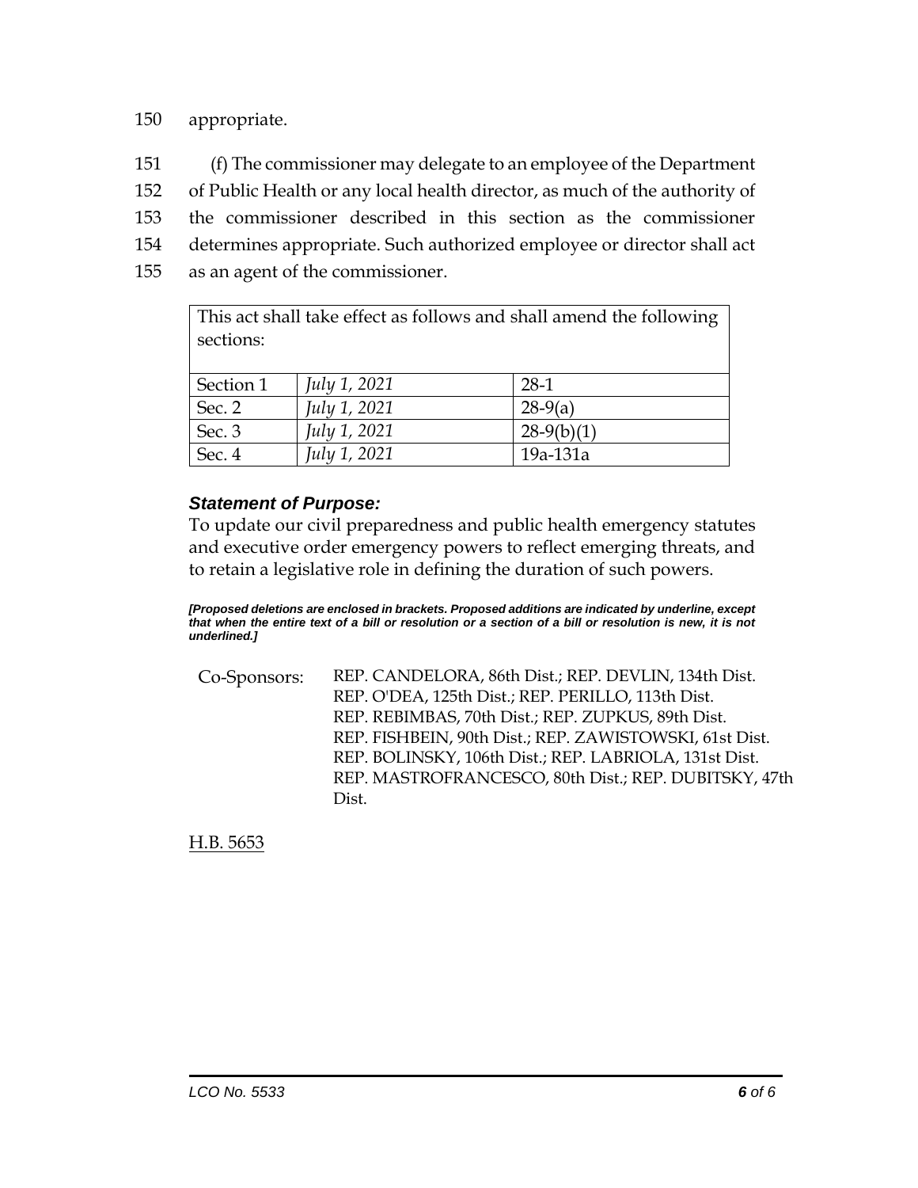150 appropriate.

151 (f) The commissioner may delegate to an employee of the Department
152 of Public Health or any local health director, as much of the authority of
153 the commissioner described in this section as the commissioner
154 determines appropriate. Such authorized employee or director shall act
155 as an agent of the commissioner.

| This act shall take effect as follows and shall amend the following sections: | | |
|---|---|---|
| Section 1 | *July 1, 2021* | 28-1 |
| Sec. 2 | *July 1, 2021* | 28-9(a) |
| Sec. 3 | *July 1, 2021* | 28-9(b)(1) |
| Sec. 4 | *July 1, 2021* | 19a-131a |

### *Statement of Purpose:*

To update our civil preparedness and public health emergency statutes and executive order emergency powers to reflect emerging threats, and to retain a legislative role in defining the duration of such powers.

***[Proposed deletions are enclosed in brackets. Proposed additions are indicated by underline, except that when the entire text of a bill or resolution or a section of a bill or resolution is new, it is not underlined.]***

Co-Sponsors: REP. CANDELORA, 86th Dist.; REP. DEVLIN, 134th Dist.
REP. O'DEA, 125th Dist.; REP. PERILLO, 113th Dist.
REP. REBIMBAS, 70th Dist.; REP. ZUPKUS, 89th Dist.
REP. FISHBEIN, 90th Dist.; REP. ZAWISTOWSKI, 61st Dist.
REP. BOLINSKY, 106th Dist.; REP. LABRIOLA, 131st Dist.
REP. MASTROFRANCESCO, 80th Dist.; REP. DUBITSKY, 47th Dist.

H.B. 5653